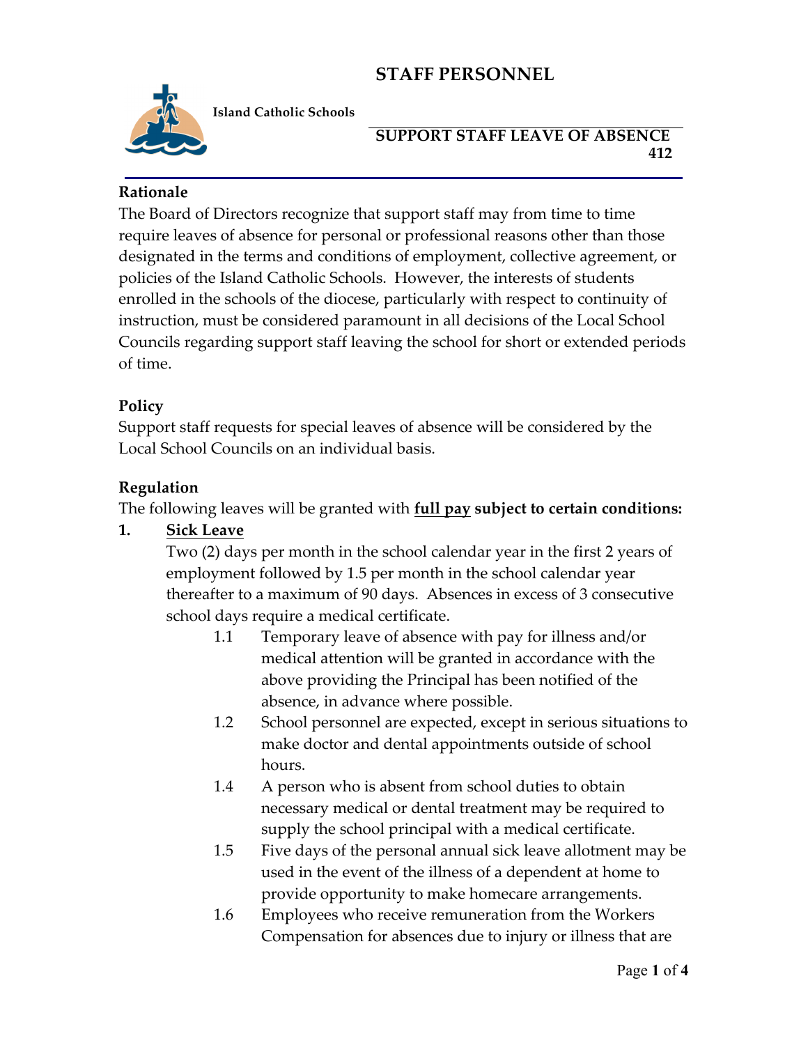# STAFF PERSONNEL

**Island Catholic Schools**

## SUPPORT STAFF LEAVE OF ABSENCE 412

### Rationale

The Board of Directors recognize that support staff may from time to time require leaves of absence for personal or professional reasons other than those designated in the terms and conditions of employment, collective agreement, or policies of the Island Catholic Schools. However, the interests of students enrolled in the schools of the diocese, particularly with respect to continuity of instruction, must be considered paramount in all decisions of the Local School Councils regarding support staff leaving the school for short or extended periods of time.

### Policy

Support staff requests for special leaves of absence will be considered by the Local School Councils on an individual basis.

### Regulation

The following leaves will be granted with **full pay subject to certain conditions:**

**1. Sick Leave**

Two (2) days per month in the school calendar year in the first 2 years of employment followed by 1.5 per month in the school calendar year thereafter to a maximum of 90 days. Absences in excess of 3 consecutive school days require a medical certificate.

1.1 Temporary leave of absence with pay for illness and/or medical attention will be granted in accordance with the above providing the Principal has been notified of the absence, in advance where possible.

1.2 School personnel are expected, except in serious situations to make doctor and dental appointments outside of school hours.

1.4 A person who is absent from school duties to obtain necessary medical or dental treatment may be required to supply the school principal with a medical certificate.

1.5 Five days of the personal annual sick leave allotment may be used in the event of the illness of a dependent at home to provide opportunity to make homecare arrangements.

1.6 Employees who receive remuneration from the Workers Compensation for absences due to injury or illness that are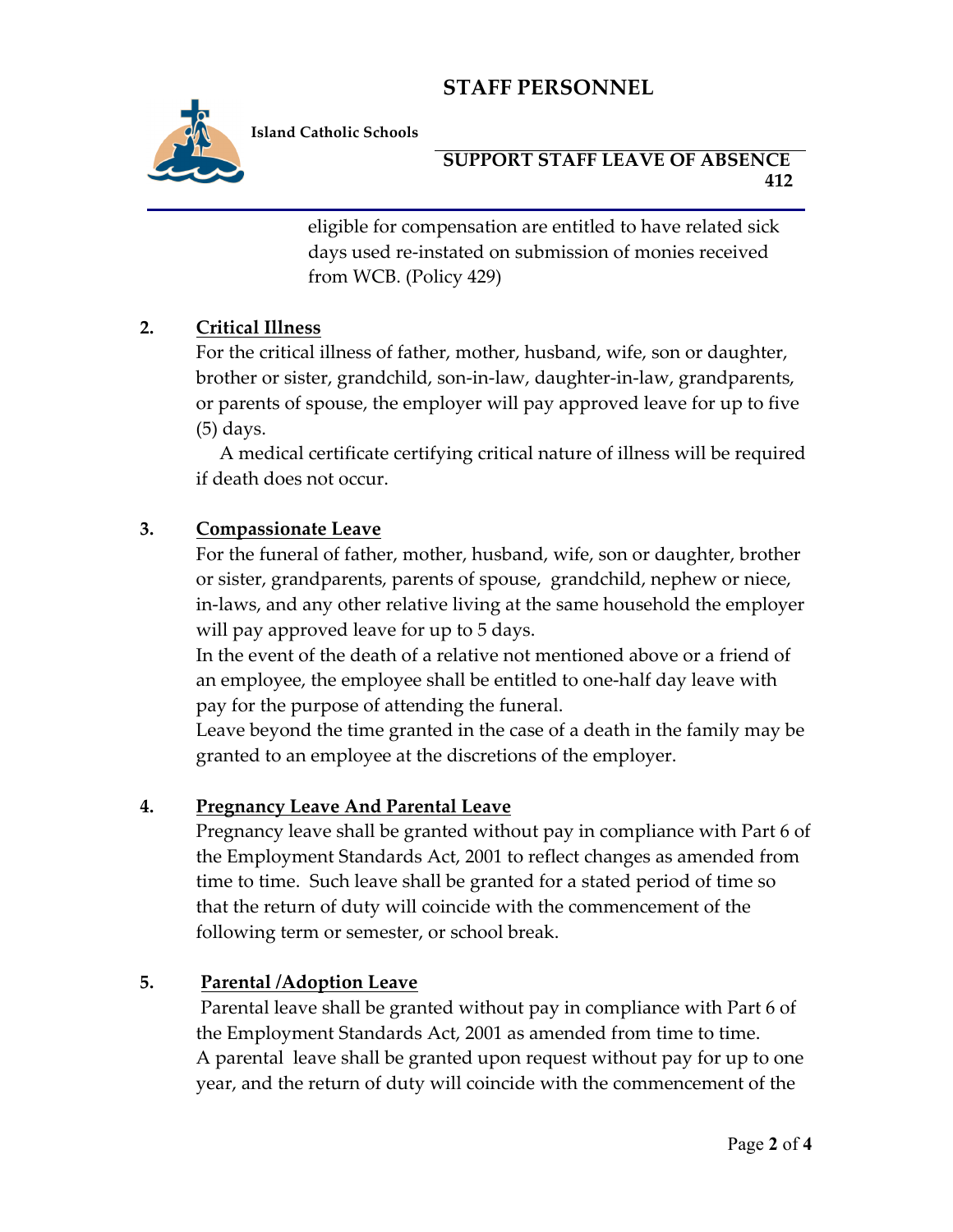eligible for compensation are entitled to have related sick days used re-instated on submission of monies received from WCB. (Policy 429)

**2. Critical Illness**

For the critical illness of father, mother, husband, wife, son or daughter, brother or sister, grandchild, son-in-law, daughter-in-law, grandparents, or parents of spouse, the employer will pay approved leave for up to five (5) days.

A medical certificate certifying critical nature of illness will be required if death does not occur.

**3. Compassionate Leave**

For the funeral of father, mother, husband, wife, son or daughter, brother or sister, grandparents, parents of spouse, grandchild, nephew or niece, in-laws, and any other relative living at the same household the employer will pay approved leave for up to 5 days.

In the event of the death of a relative not mentioned above or a friend of an employee, the employee shall be entitled to one-half day leave with pay for the purpose of attending the funeral.

Leave beyond the time granted in the case of a death in the family may be granted to an employee at the discretions of the employer.

**4. Pregnancy Leave And Parental Leave**

Pregnancy leave shall be granted without pay in compliance with Part 6 of the Employment Standards Act, 2001 to reflect changes as amended from time to time. Such leave shall be granted for a stated period of time so that the return of duty will coincide with the commencement of the following term or semester, or school break.

**5. Parental /Adoption Leave**

Parental leave shall be granted without pay in compliance with Part 6 of the Employment Standards Act, 2001 as amended from time to time.
A parental leave shall be granted upon request without pay for up to one year, and the return of duty will coincide with the commencement of the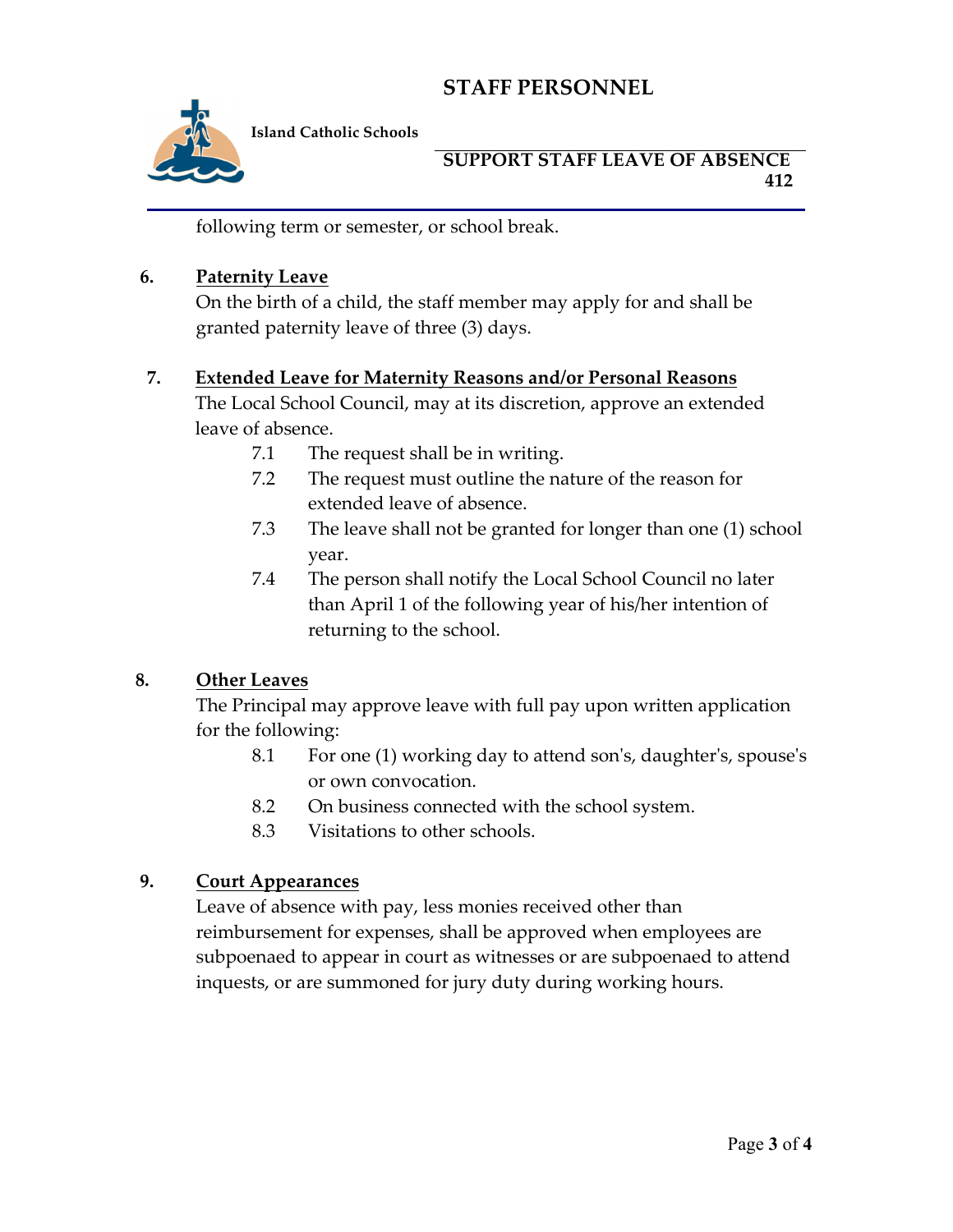following term or semester, or school break.

6. **Paternity Leave**

   On the birth of a child, the staff member may apply for and shall be granted paternity leave of three (3) days.

7. **Extended Leave for Maternity Reasons and/or Personal Reasons**

   The Local School Council, may at its discretion, approve an extended leave of absence.

   7.1 The request shall be in writing.

   7.2 The request must outline the nature of the reason for extended leave of absence.

   7.3 The leave shall not be granted for longer than one (1) school year.

   7.4 The person shall notify the Local School Council no later than April 1 of the following year of his/her intention of returning to the school.

8. **Other Leaves**

   The Principal may approve leave with full pay upon written application for the following:

   8.1 For one (1) working day to attend son's, daughter's, spouse's or own convocation.

   8.2 On business connected with the school system.

   8.3 Visitations to other schools.

9. **Court Appearances**

   Leave of absence with pay, less monies received other than reimbursement for expenses, shall be approved when employees are subpoenaed to appear in court as witnesses or are subpoenaed to attend inquests, or are summoned for jury duty during working hours.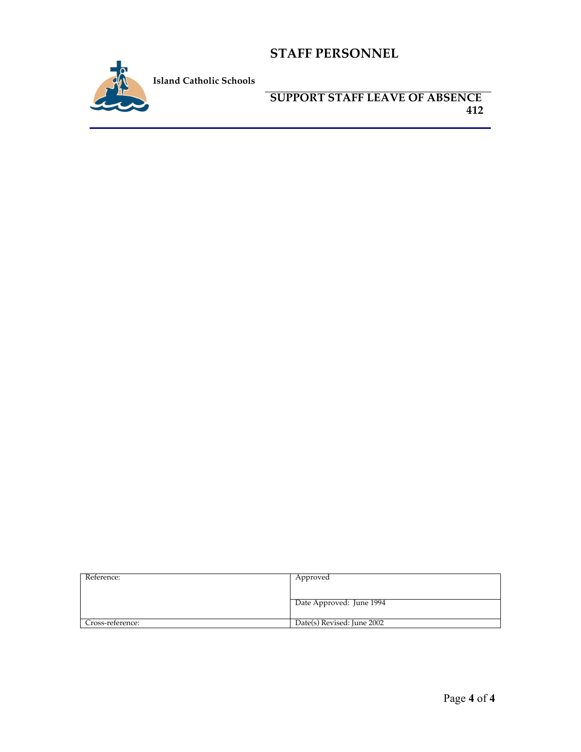# STAFF PERSONNEL

**Island Catholic Schools**

## SUPPORT STAFF LEAVE OF ABSENCE

**412**

| | |
|---|---|
| Reference: | Approved |
| | Date Approved: June 1994 |
| Cross-reference: | Date(s) Revised: June 2002 |